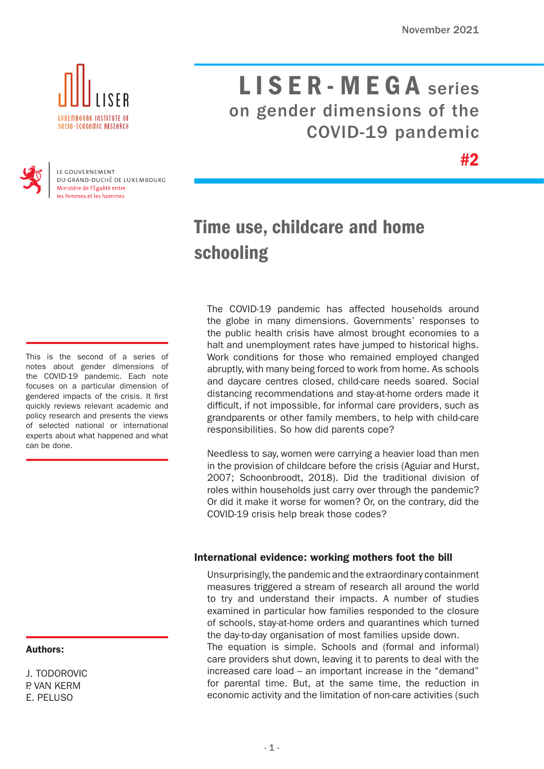November 2021

LISER – Luxembourg Institute of Socio-Economic Research

Le Gouvernement du Grand-Duché de Luxembourg
Ministère de l'Égalité entre les femmes et les hommes

# LISER-MEGA series on gender dimensions of the COVID-19 pandemic #2

## Time use, childcare and home schooling

This is the second of a series of notes about gender dimensions of the COVID-19 pandemic. Each note focuses on a particular dimension of gendered impacts of the crisis. It first quickly reviews relevant academic and policy research and presents the views of selected national or international experts about what happened and what can be done.

**Authors:**

J. TODOROVIC
P. VAN KERM
E. PELUSO

The COVID-19 pandemic has affected households around the globe in many dimensions. Governments' responses to the public health crisis have almost brought economies to a halt and unemployment rates have jumped to historical highs. Work conditions for those who remained employed changed abruptly, with many being forced to work from home. As schools and daycare centres closed, child-care needs soared. Social distancing recommendations and stay-at-home orders made it difficult, if not impossible, for informal care providers, such as grandparents or other family members, to help with child-care responsibilities. So how did parents cope?

Needless to say, women were carrying a heavier load than men in the provision of childcare before the crisis (Aguiar and Hurst, 2007; Schoonbroodt, 2018). Did the traditional division of roles within households just carry over through the pandemic? Or did it make it worse for women? Or, on the contrary, did the COVID-19 crisis help break those codes?

### International evidence: working mothers foot the bill

Unsurprisingly, the pandemic and the extraordinary containment measures triggered a stream of research all around the world to try and understand their impacts. A number of studies examined in particular how families responded to the closure of schools, stay-at-home orders and quarantines which turned the day-to-day organisation of most families upside down.
The equation is simple. Schools and (formal and informal) care providers shut down, leaving it to parents to deal with the increased care load – an important increase in the "demand" for parental time. But, at the same time, the reduction in economic activity and the limitation of non-care activities (such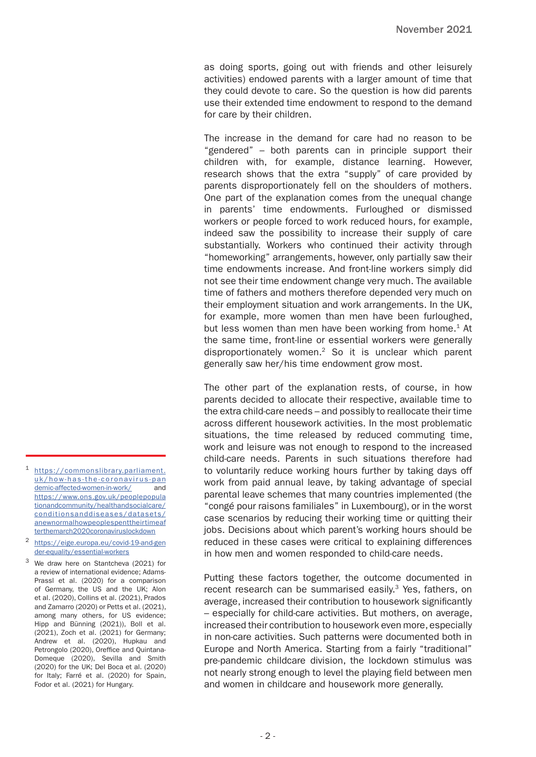as doing sports, going out with friends and other leisurely activities) endowed parents with a larger amount of time that they could devote to care. So the question is how did parents use their extended time endowment to respond to the demand for care by their children.

The increase in the demand for care had no reason to be "gendered" – both parents can in principle support their children with, for example, distance learning. However, research shows that the extra "supply" of care provided by parents disproportionately fell on the shoulders of mothers. One part of the explanation comes from the unequal change in parents' time endowments. Furloughed or dismissed workers or people forced to work reduced hours, for example, indeed saw the possibility to increase their supply of care substantially. Workers who continued their activity through "homeworking" arrangements, however, only partially saw their time endowments increase. And front-line workers simply did not see their time endowment change very much. The available time of fathers and mothers therefore depended very much on their employment situation and work arrangements. In the UK, for example, more women than men have been furloughed, but less women than men have been working from home.[1] At the same time, front-line or essential workers were generally disproportionately women.[2] So it is unclear which parent generally saw her/his time endowment grow most.

The other part of the explanation rests, of course, in how parents decided to allocate their respective, available time to the extra child-care needs – and possibly to reallocate their time across different housework activities. In the most problematic situations, the time released by reduced commuting time, work and leisure was not enough to respond to the increased child-care needs. Parents in such situations therefore had to voluntarily reduce working hours further by taking days off work from paid annual leave, by taking advantage of special parental leave schemes that many countries implemented (the "congé pour raisons familiales" in Luxembourg), or in the worst case scenarios by reducing their working time or quitting their jobs. Decisions about which parent's working hours should be reduced in these cases were critical to explaining differences in how men and women responded to child-care needs.

Putting these factors together, the outcome documented in recent research can be summarised easily.[3] Yes, fathers, on average, increased their contribution to housework significantly – especially for child-care activities. But mothers, on average, increased their contribution to housework even more, especially in non-care activities. Such patterns were documented both in Europe and North America. Starting from a fairly "traditional" pre-pandemic childcare division, the lockdown stimulus was not nearly strong enough to level the playing field between men and women in childcare and housework more generally.

---

[1] https://commonslibrary.parliament.uk/how-has-the-coronavirus-pandemic-affected-women-in-work/ and https://www.ons.gov.uk/peoplepopulationandcommunity/healthandsocialcare/conditionsanddiseases/datasets/anewnormalhowpeoplespenttheirtimeafterthemarch2020coronaviruslockdown

[2] https://eige.europa.eu/covid-19-and-gender-equality/essential-workers

[3] We draw here on Stantcheva (2021) for a review of international evidence; Adams-Prassl et al. (2020) for a comparison of Germany, the US and the UK; Alon et al. (2020), Collins et al. (2021), Prados and Zamarro (2020) or Petts et al. (2021), among many others, for US evidence; Hipp and Bünning (2021)), Boll et al. (2021), Zoch et al. (2021) for Germany; Andrew et al. (2020), Hupkau and Petrongolo (2020), Oreffice and Quintana-Domeque (2020), Sevilla and Smith (2020) for the UK; Del Boca et al. (2020) for Italy; Farré et al. (2020) for Spain, Fodor et al. (2021) for Hungary.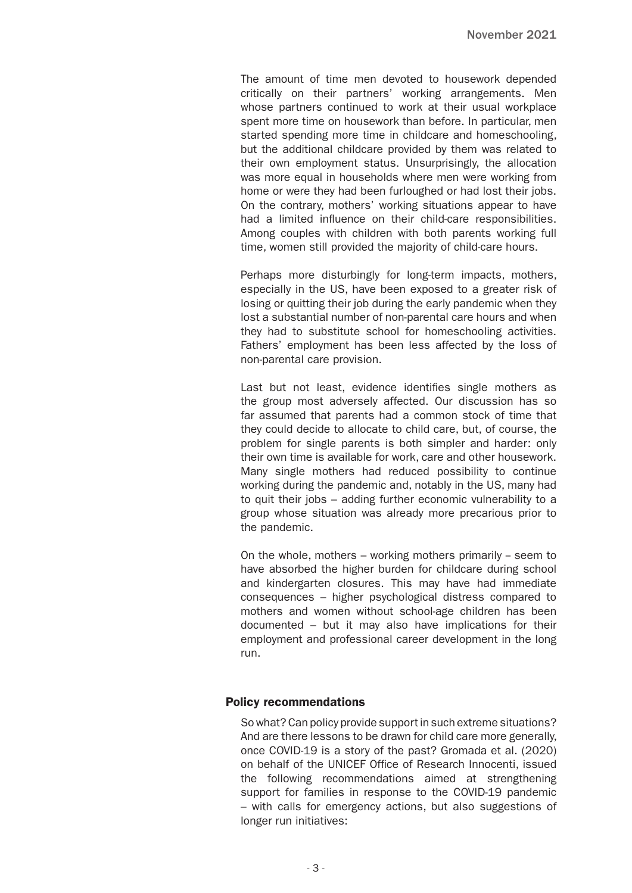The amount of time men devoted to housework depended critically on their partners' working arrangements. Men whose partners continued to work at their usual workplace spent more time on housework than before. In particular, men started spending more time in childcare and homeschooling, but the additional childcare provided by them was related to their own employment status. Unsurprisingly, the allocation was more equal in households where men were working from home or were they had been furloughed or had lost their jobs. On the contrary, mothers' working situations appear to have had a limited influence on their child-care responsibilities. Among couples with children with both parents working full time, women still provided the majority of child-care hours.

Perhaps more disturbingly for long-term impacts, mothers, especially in the US, have been exposed to a greater risk of losing or quitting their job during the early pandemic when they lost a substantial number of non-parental care hours and when they had to substitute school for homeschooling activities. Fathers' employment has been less affected by the loss of non-parental care provision.

Last but not least, evidence identifies single mothers as the group most adversely affected. Our discussion has so far assumed that parents had a common stock of time that they could decide to allocate to child care, but, of course, the problem for single parents is both simpler and harder: only their own time is available for work, care and other housework. Many single mothers had reduced possibility to continue working during the pandemic and, notably in the US, many had to quit their jobs – adding further economic vulnerability to a group whose situation was already more precarious prior to the pandemic.

On the whole, mothers – working mothers primarily – seem to have absorbed the higher burden for childcare during school and kindergarten closures. This may have had immediate consequences – higher psychological distress compared to mothers and women without school-age children has been documented – but it may also have implications for their employment and professional career development in the long run.

## Policy recommendations

So what? Can policy provide support in such extreme situations? And are there lessons to be drawn for child care more generally, once COVID-19 is a story of the past? Gromada et al. (2020) on behalf of the UNICEF Office of Research Innocenti, issued the following recommendations aimed at strengthening support for families in response to the COVID-19 pandemic – with calls for emergency actions, but also suggestions of longer run initiatives: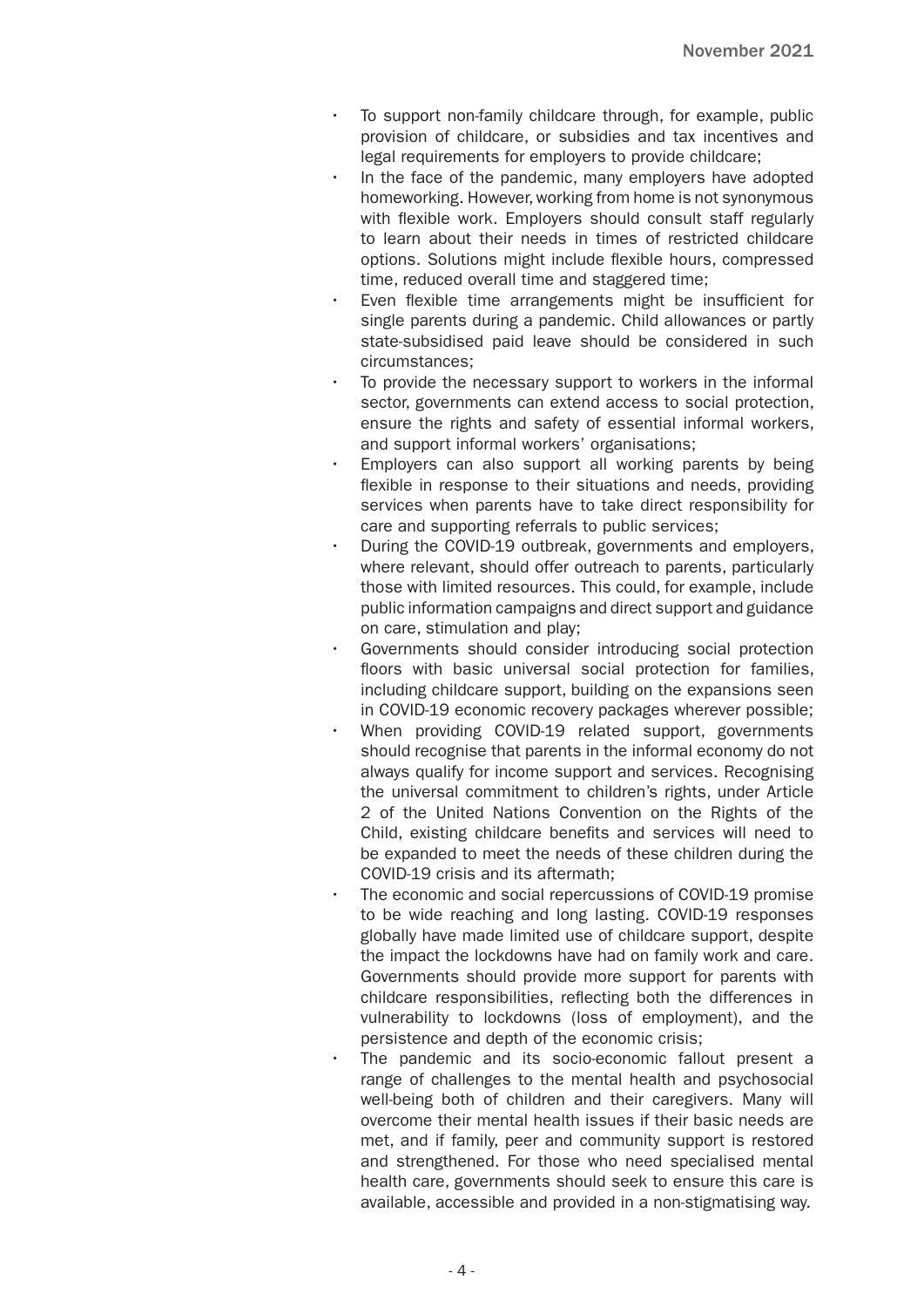- To support non-family childcare through, for example, public provision of childcare, or subsidies and tax incentives and legal requirements for employers to provide childcare;
- In the face of the pandemic, many employers have adopted homeworking. However, working from home is not synonymous with flexible work. Employers should consult staff regularly to learn about their needs in times of restricted childcare options. Solutions might include flexible hours, compressed time, reduced overall time and staggered time;
- Even flexible time arrangements might be insufficient for single parents during a pandemic. Child allowances or partly state-subsidised paid leave should be considered in such circumstances;
- To provide the necessary support to workers in the informal sector, governments can extend access to social protection, ensure the rights and safety of essential informal workers, and support informal workers' organisations;
- Employers can also support all working parents by being flexible in response to their situations and needs, providing services when parents have to take direct responsibility for care and supporting referrals to public services;
- During the COVID-19 outbreak, governments and employers, where relevant, should offer outreach to parents, particularly those with limited resources. This could, for example, include public information campaigns and direct support and guidance on care, stimulation and play;
- Governments should consider introducing social protection floors with basic universal social protection for families, including childcare support, building on the expansions seen in COVID-19 economic recovery packages wherever possible;
- When providing COVID-19 related support, governments should recognise that parents in the informal economy do not always qualify for income support and services. Recognising the universal commitment to children's rights, under Article 2 of the United Nations Convention on the Rights of the Child, existing childcare benefits and services will need to be expanded to meet the needs of these children during the COVID-19 crisis and its aftermath;
- The economic and social repercussions of COVID-19 promise to be wide reaching and long lasting. COVID-19 responses globally have made limited use of childcare support, despite the impact the lockdowns have had on family work and care. Governments should provide more support for parents with childcare responsibilities, reflecting both the differences in vulnerability to lockdowns (loss of employment), and the persistence and depth of the economic crisis;
- The pandemic and its socio-economic fallout present a range of challenges to the mental health and psychosocial well-being both of children and their caregivers. Many will overcome their mental health issues if their basic needs are met, and if family, peer and community support is restored and strengthened. For those who need specialised mental health care, governments should seek to ensure this care is available, accessible and provided in a non-stigmatising way.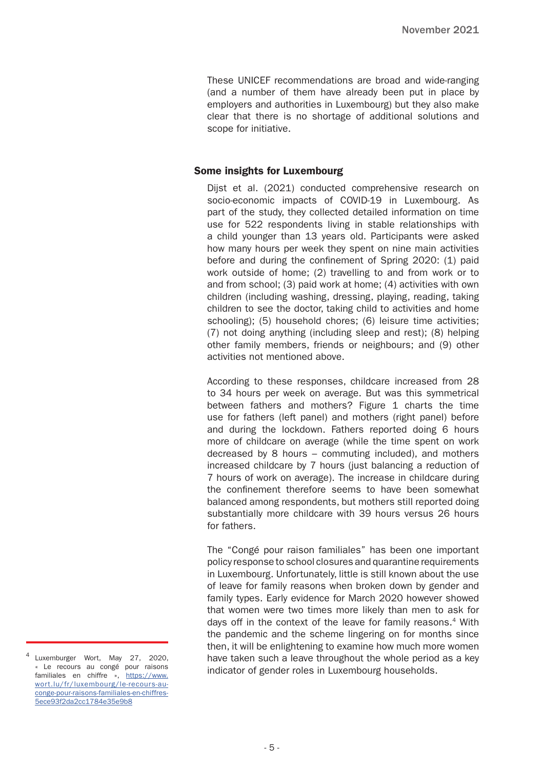These UNICEF recommendations are broad and wide-ranging (and a number of them have already been put in place by employers and authorities in Luxembourg) but they also make clear that there is no shortage of additional solutions and scope for initiative.

## Some insights for Luxembourg

Dijst et al. (2021) conducted comprehensive research on socio-economic impacts of COVID-19 in Luxembourg. As part of the study, they collected detailed information on time use for 522 respondents living in stable relationships with a child younger than 13 years old. Participants were asked how many hours per week they spent on nine main activities before and during the confinement of Spring 2020: (1) paid work outside of home; (2) travelling to and from work or to and from school; (3) paid work at home; (4) activities with own children (including washing, dressing, playing, reading, taking children to see the doctor, taking child to activities and home schooling); (5) household chores; (6) leisure time activities; (7) not doing anything (including sleep and rest); (8) helping other family members, friends or neighbours; and (9) other activities not mentioned above.

According to these responses, childcare increased from 28 to 34 hours per week on average. But was this symmetrical between fathers and mothers? Figure 1 charts the time use for fathers (left panel) and mothers (right panel) before and during the lockdown. Fathers reported doing 6 hours more of childcare on average (while the time spent on work decreased by 8 hours – commuting included), and mothers increased childcare by 7 hours (just balancing a reduction of 7 hours of work on average). The increase in childcare during the confinement therefore seems to have been somewhat balanced among respondents, but mothers still reported doing substantially more childcare with 39 hours versus 26 hours for fathers.

The "Congé pour raison familiales" has been one important policy response to school closures and quarantine requirements in Luxembourg. Unfortunately, little is still known about the use of leave for family reasons when broken down by gender and family types. Early evidence for March 2020 however showed that women were two times more likely than men to ask for days off in the context of the leave for family reasons.[4] With the pandemic and the scheme lingering on for months since then, it will be enlightening to examine how much more women have taken such a leave throughout the whole period as a key indicator of gender roles in Luxembourg households.

---

[4] Luxemburger Wort, May 27, 2020, « Le recours au congé pour raisons familiales en chiffre », https://www.wort.lu/fr/luxembourg/le-recours-au-conge-pour-raisons-familiales-en-chiffres-5ece93f2da2cc1784e35e9b8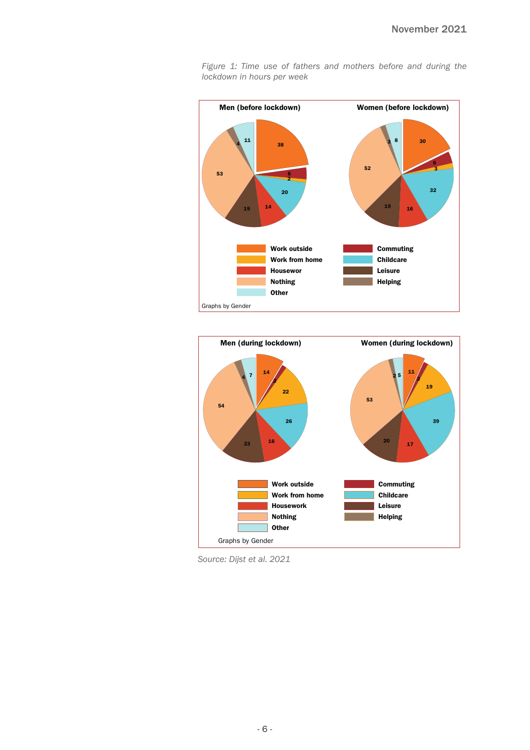*Figure 1: Time use of fathers and mothers before and during the lockdown in hours per week*

**Men (before lockdown)** | **Women (before lockdown)**

| Category | Men (before lockdown) | Women (before lockdown) |
| --- | --- | --- |
| Work outside | 38 | 30 |
| Commuting | 6 | 6 |
| Work from home | 2 | 3 |
| Childcare | 20 | 32 |
| Housewor | 14 | 16 |
| Leisure | 19 | 19 |
| Nothing | 53 | 52 |
| Helping | 4 | 3 |
| Other | 11 | 8 |

Graphs by Gender

| Category | Men (during lockdown) | Women (during lockdown) |
| --- | --- | --- |
| Work outside | 14 | 11 |
| Commuting | 2 | 2 |
| Work from home | 22 | 19 |
| Childcare | 26 | 39 |
| Housework | 16 | 17 |
| Leisure | 23 | 20 |
| Nothing | 54 | 53 |
| Helping | 4 | 2 |
| Other | 7 | 5 |

Graphs by Gender

*Source: Dijst et al. 2021*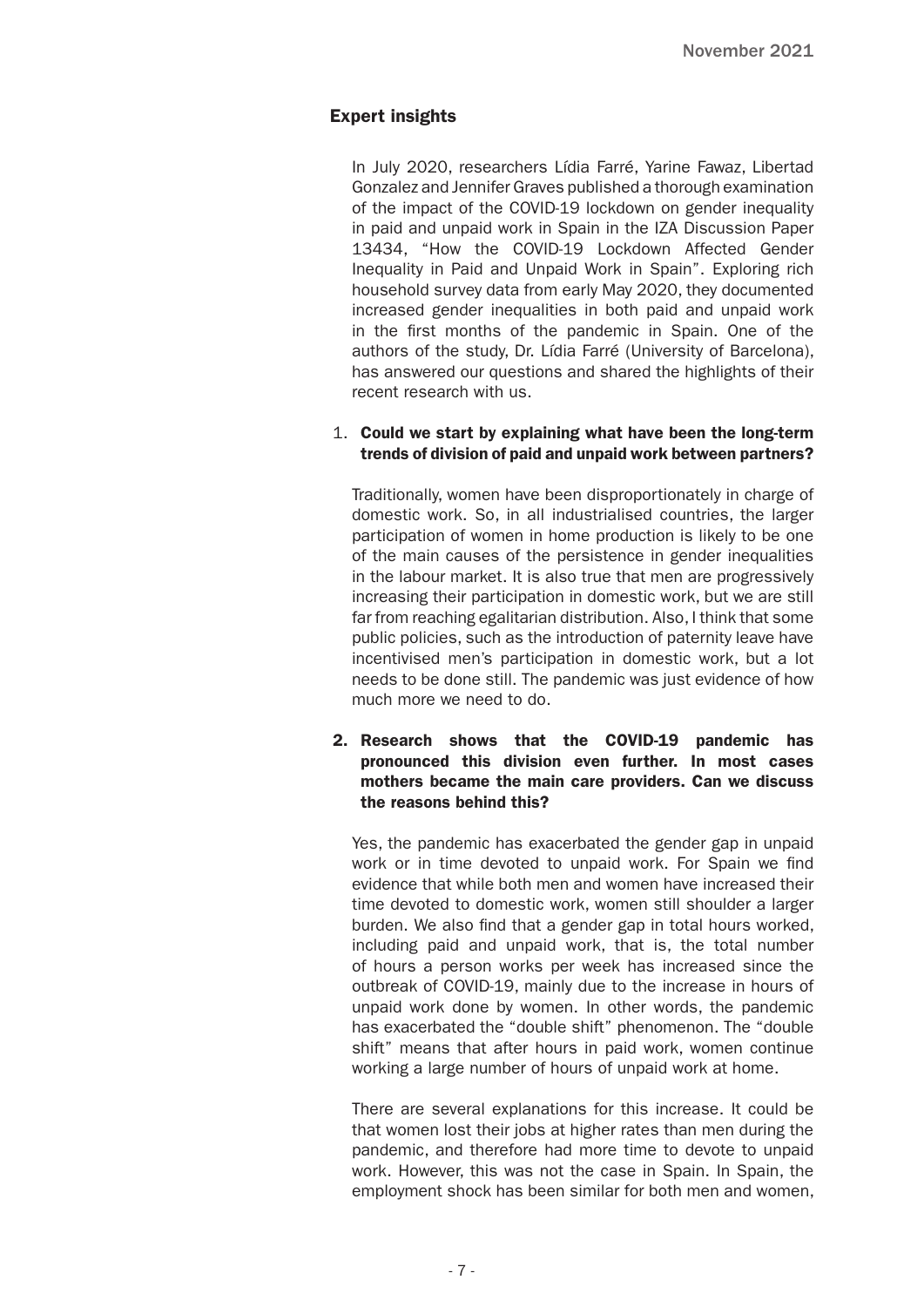## Expert insights

In July 2020, researchers Lídia Farré, Yarine Fawaz, Libertad Gonzalez and Jennifer Graves published a thorough examination of the impact of the COVID-19 lockdown on gender inequality in paid and unpaid work in Spain in the IZA Discussion Paper 13434, "How the COVID-19 Lockdown Affected Gender Inequality in Paid and Unpaid Work in Spain". Exploring rich household survey data from early May 2020, they documented increased gender inequalities in both paid and unpaid work in the first months of the pandemic in Spain. One of the authors of the study, Dr. Lídia Farré (University of Barcelona), has answered our questions and shared the highlights of their recent research with us.

1. **Could we start by explaining what have been the long-term trends of division of paid and unpaid work between partners?**

Traditionally, women have been disproportionately in charge of domestic work. So, in all industrialised countries, the larger participation of women in home production is likely to be one of the main causes of the persistence in gender inequalities in the labour market. It is also true that men are progressively increasing their participation in domestic work, but we are still far from reaching egalitarian distribution. Also, I think that some public policies, such as the introduction of paternity leave have incentivised men's participation in domestic work, but a lot needs to be done still. The pandemic was just evidence of how much more we need to do.

2. **Research shows that the COVID-19 pandemic has pronounced this division even further. In most cases mothers became the main care providers. Can we discuss the reasons behind this?**

Yes, the pandemic has exacerbated the gender gap in unpaid work or in time devoted to unpaid work. For Spain we find evidence that while both men and women have increased their time devoted to domestic work, women still shoulder a larger burden. We also find that a gender gap in total hours worked, including paid and unpaid work, that is, the total number of hours a person works per week has increased since the outbreak of COVID-19, mainly due to the increase in hours of unpaid work done by women. In other words, the pandemic has exacerbated the "double shift" phenomenon. The "double shift" means that after hours in paid work, women continue working a large number of hours of unpaid work at home.

There are several explanations for this increase. It could be that women lost their jobs at higher rates than men during the pandemic, and therefore had more time to devote to unpaid work. However, this was not the case in Spain. In Spain, the employment shock has been similar for both men and women,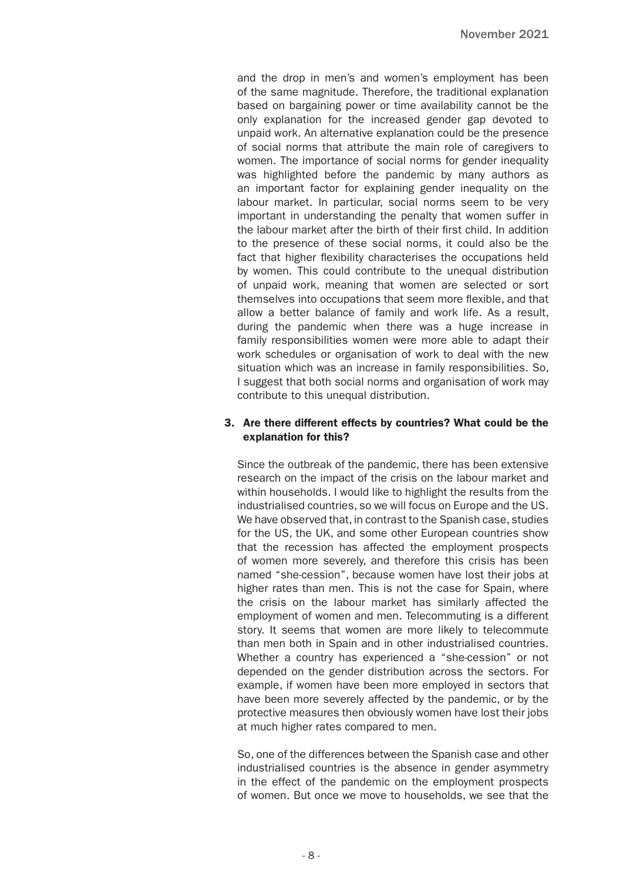and the drop in men's and women's employment has been of the same magnitude. Therefore, the traditional explanation based on bargaining power or time availability cannot be the only explanation for the increased gender gap devoted to unpaid work. An alternative explanation could be the presence of social norms that attribute the main role of caregivers to women. The importance of social norms for gender inequality was highlighted before the pandemic by many authors as an important factor for explaining gender inequality on the labour market. In particular, social norms seem to be very important in understanding the penalty that women suffer in the labour market after the birth of their first child. In addition to the presence of these social norms, it could also be the fact that higher flexibility characterises the occupations held by women. This could contribute to the unequal distribution of unpaid work, meaning that women are selected or sort themselves into occupations that seem more flexible, and that allow a better balance of family and work life. As a result, during the pandemic when there was a huge increase in family responsibilities women were more able to adapt their work schedules or organisation of work to deal with the new situation which was an increase in family responsibilities. So, I suggest that both social norms and organisation of work may contribute to this unequal distribution.

### 3. Are there different effects by countries? What could be the explanation for this?

Since the outbreak of the pandemic, there has been extensive research on the impact of the crisis on the labour market and within households. I would like to highlight the results from the industrialised countries, so we will focus on Europe and the US. We have observed that, in contrast to the Spanish case, studies for the US, the UK, and some other European countries show that the recession has affected the employment prospects of women more severely, and therefore this crisis has been named "she-cession", because women have lost their jobs at higher rates than men. This is not the case for Spain, where the crisis on the labour market has similarly affected the employment of women and men. Telecommuting is a different story. It seems that women are more likely to telecommute than men both in Spain and in other industrialised countries. Whether a country has experienced a "she-cession" or not depended on the gender distribution across the sectors. For example, if women have been more employed in sectors that have been more severely affected by the pandemic, or by the protective measures then obviously women have lost their jobs at much higher rates compared to men.

So, one of the differences between the Spanish case and other industrialised countries is the absence in gender asymmetry in the effect of the pandemic on the employment prospects of women. But once we move to households, we see that the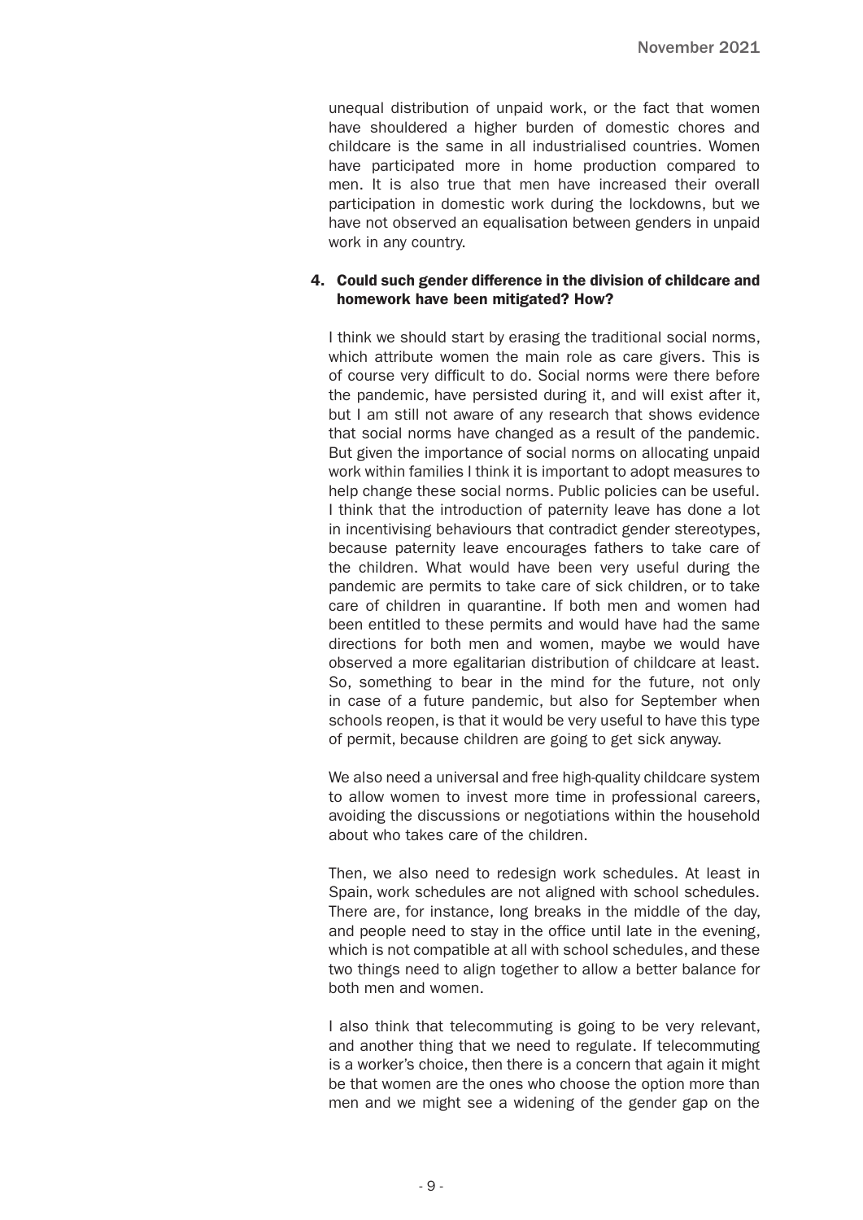unequal distribution of unpaid work, or the fact that women have shouldered a higher burden of domestic chores and childcare is the same in all industrialised countries. Women have participated more in home production compared to men. It is also true that men have increased their overall participation in domestic work during the lockdowns, but we have not observed an equalisation between genders in unpaid work in any country.

**4. Could such gender difference in the division of childcare and homework have been mitigated? How?**

I think we should start by erasing the traditional social norms, which attribute women the main role as care givers. This is of course very difficult to do. Social norms were there before the pandemic, have persisted during it, and will exist after it, but I am still not aware of any research that shows evidence that social norms have changed as a result of the pandemic. But given the importance of social norms on allocating unpaid work within families I think it is important to adopt measures to help change these social norms. Public policies can be useful. I think that the introduction of paternity leave has done a lot in incentivising behaviours that contradict gender stereotypes, because paternity leave encourages fathers to take care of the children. What would have been very useful during the pandemic are permits to take care of sick children, or to take care of children in quarantine. If both men and women had been entitled to these permits and would have had the same directions for both men and women, maybe we would have observed a more egalitarian distribution of childcare at least. So, something to bear in the mind for the future, not only in case of a future pandemic, but also for September when schools reopen, is that it would be very useful to have this type of permit, because children are going to get sick anyway.

We also need a universal and free high-quality childcare system to allow women to invest more time in professional careers, avoiding the discussions or negotiations within the household about who takes care of the children.

Then, we also need to redesign work schedules. At least in Spain, work schedules are not aligned with school schedules. There are, for instance, long breaks in the middle of the day, and people need to stay in the office until late in the evening, which is not compatible at all with school schedules, and these two things need to align together to allow a better balance for both men and women.

I also think that telecommuting is going to be very relevant, and another thing that we need to regulate. If telecommuting is a worker's choice, then there is a concern that again it might be that women are the ones who choose the option more than men and we might see a widening of the gender gap on the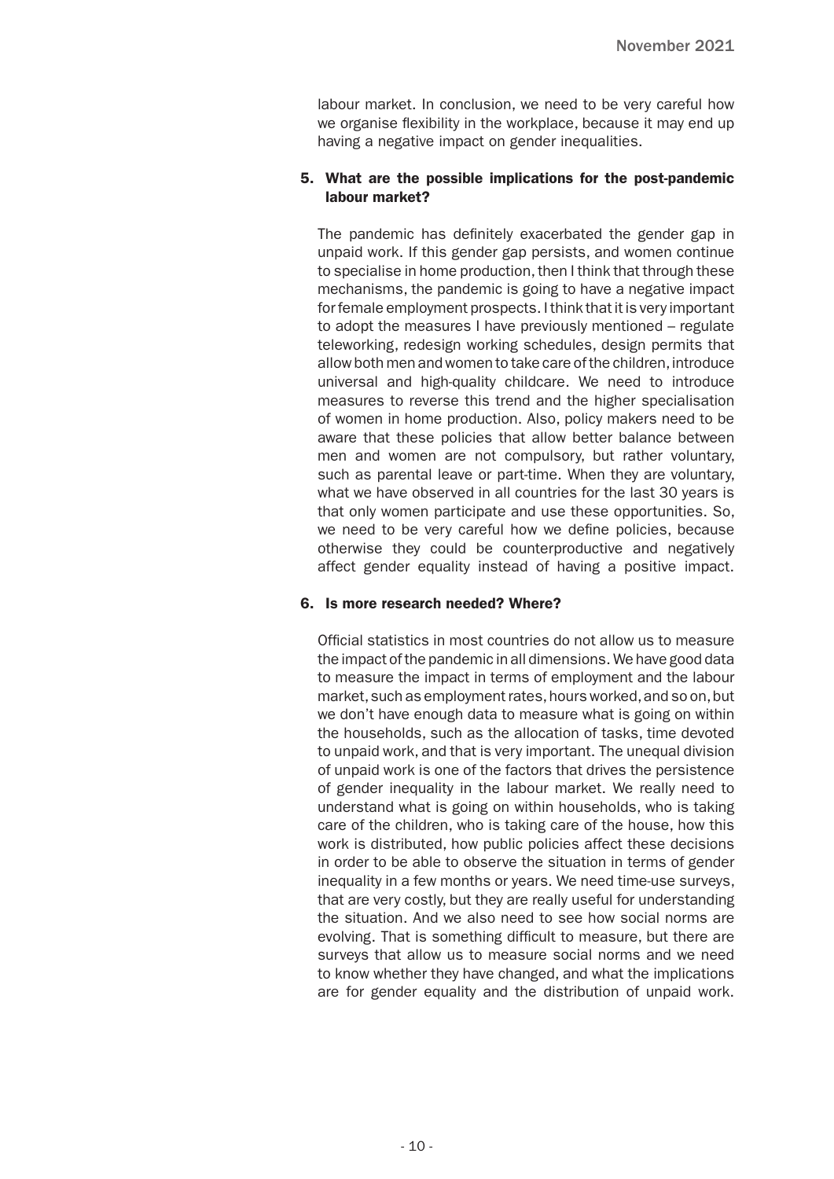labour market. In conclusion, we need to be very careful how we organise flexibility in the workplace, because it may end up having a negative impact on gender inequalities.

**5. What are the possible implications for the post-pandemic labour market?**

The pandemic has definitely exacerbated the gender gap in unpaid work. If this gender gap persists, and women continue to specialise in home production, then I think that through these mechanisms, the pandemic is going to have a negative impact for female employment prospects. I think that it is very important to adopt the measures I have previously mentioned – regulate teleworking, redesign working schedules, design permits that allow both men and women to take care of the children, introduce universal and high-quality childcare. We need to introduce measures to reverse this trend and the higher specialisation of women in home production. Also, policy makers need to be aware that these policies that allow better balance between men and women are not compulsory, but rather voluntary, such as parental leave or part-time. When they are voluntary, what we have observed in all countries for the last 30 years is that only women participate and use these opportunities. So, we need to be very careful how we define policies, because otherwise they could be counterproductive and negatively affect gender equality instead of having a positive impact.

**6. Is more research needed? Where?**

Official statistics in most countries do not allow us to measure the impact of the pandemic in all dimensions. We have good data to measure the impact in terms of employment and the labour market, such as employment rates, hours worked, and so on, but we don't have enough data to measure what is going on within the households, such as the allocation of tasks, time devoted to unpaid work, and that is very important. The unequal division of unpaid work is one of the factors that drives the persistence of gender inequality in the labour market. We really need to understand what is going on within households, who is taking care of the children, who is taking care of the house, how this work is distributed, how public policies affect these decisions in order to be able to observe the situation in terms of gender inequality in a few months or years. We need time-use surveys, that are very costly, but they are really useful for understanding the situation. And we also need to see how social norms are evolving. That is something difficult to measure, but there are surveys that allow us to measure social norms and we need to know whether they have changed, and what the implications are for gender equality and the distribution of unpaid work.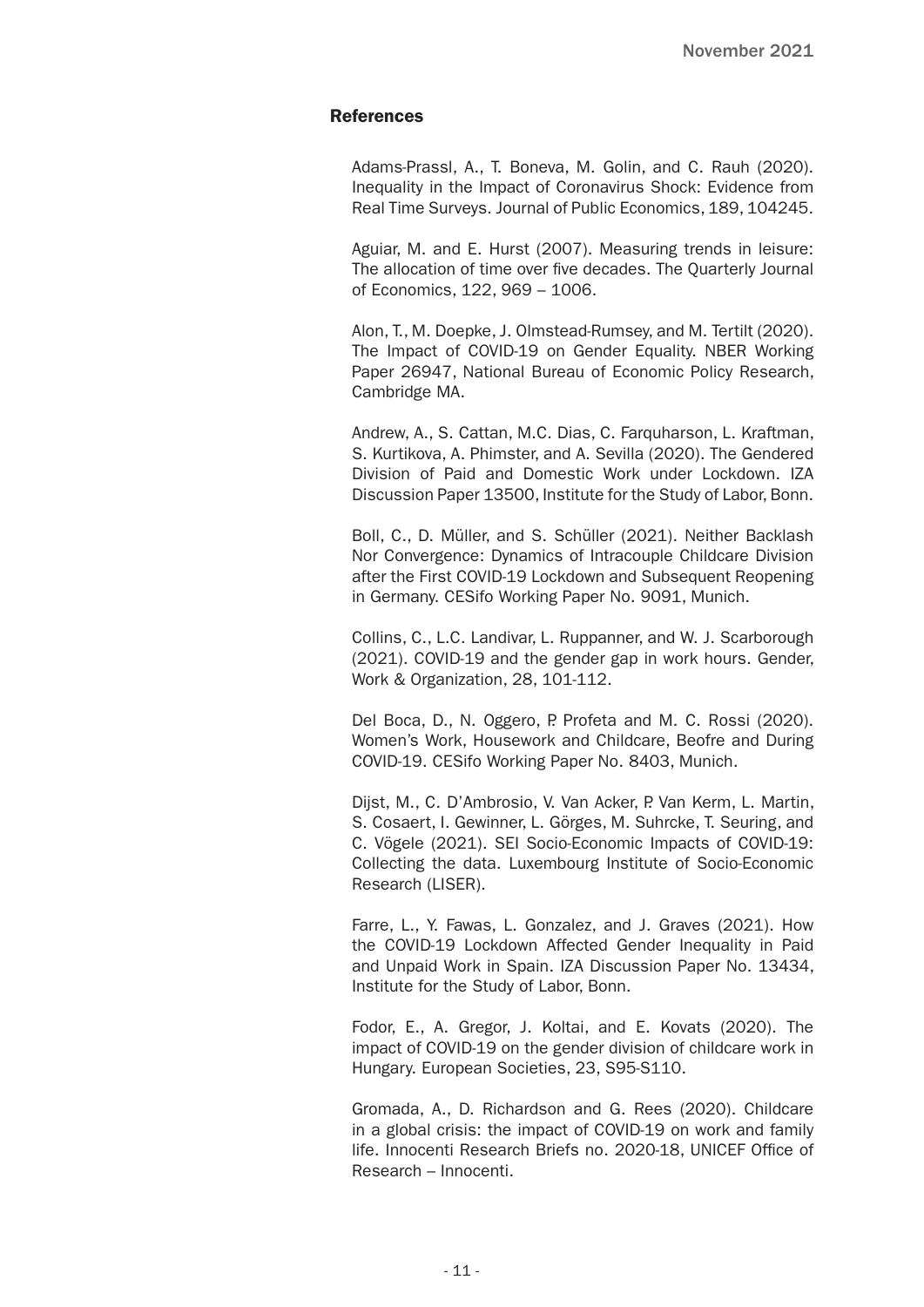## References

Adams-Prassl, A., T. Boneva, M. Golin, and C. Rauh (2020). Inequality in the Impact of Coronavirus Shock: Evidence from Real Time Surveys. Journal of Public Economics, 189, 104245.

Aguiar, M. and E. Hurst (2007). Measuring trends in leisure: The allocation of time over five decades. The Quarterly Journal of Economics, 122, 969 – 1006.

Alon, T., M. Doepke, J. Olmstead-Rumsey, and M. Tertilt (2020). The Impact of COVID-19 on Gender Equality. NBER Working Paper 26947, National Bureau of Economic Policy Research, Cambridge MA.

Andrew, A., S. Cattan, M.C. Dias, C. Farquharson, L. Kraftman, S. Kurtikova, A. Phimster, and A. Sevilla (2020). The Gendered Division of Paid and Domestic Work under Lockdown. IZA Discussion Paper 13500, Institute for the Study of Labor, Bonn.

Boll, C., D. Müller, and S. Schüller (2021). Neither Backlash Nor Convergence: Dynamics of Intracouple Childcare Division after the First COVID-19 Lockdown and Subsequent Reopening in Germany. CESifo Working Paper No. 9091, Munich.

Collins, C., L.C. Landivar, L. Ruppanner, and W. J. Scarborough (2021). COVID-19 and the gender gap in work hours. Gender, Work & Organization, 28, 101-112.

Del Boca, D., N. Oggero, P. Profeta and M. C. Rossi (2020). Women's Work, Housework and Childcare, Beofre and During COVID-19. CESifo Working Paper No. 8403, Munich.

Dijst, M., C. D'Ambrosio, V. Van Acker, P. Van Kerm, L. Martin, S. Cosaert, I. Gewinner, L. Görges, M. Suhrcke, T. Seuring, and C. Vögele (2021). SEI Socio-Economic Impacts of COVID-19: Collecting the data. Luxembourg Institute of Socio-Economic Research (LISER).

Farre, L., Y. Fawas, L. Gonzalez, and J. Graves (2021). How the COVID-19 Lockdown Affected Gender Inequality in Paid and Unpaid Work in Spain. IZA Discussion Paper No. 13434, Institute for the Study of Labor, Bonn.

Fodor, E., A. Gregor, J. Koltai, and E. Kovats (2020). The impact of COVID-19 on the gender division of childcare work in Hungary. European Societies, 23, S95-S110.

Gromada, A., D. Richardson and G. Rees (2020). Childcare in a global crisis: the impact of COVID-19 on work and family life. Innocenti Research Briefs no. 2020-18, UNICEF Office of Research – Innocenti.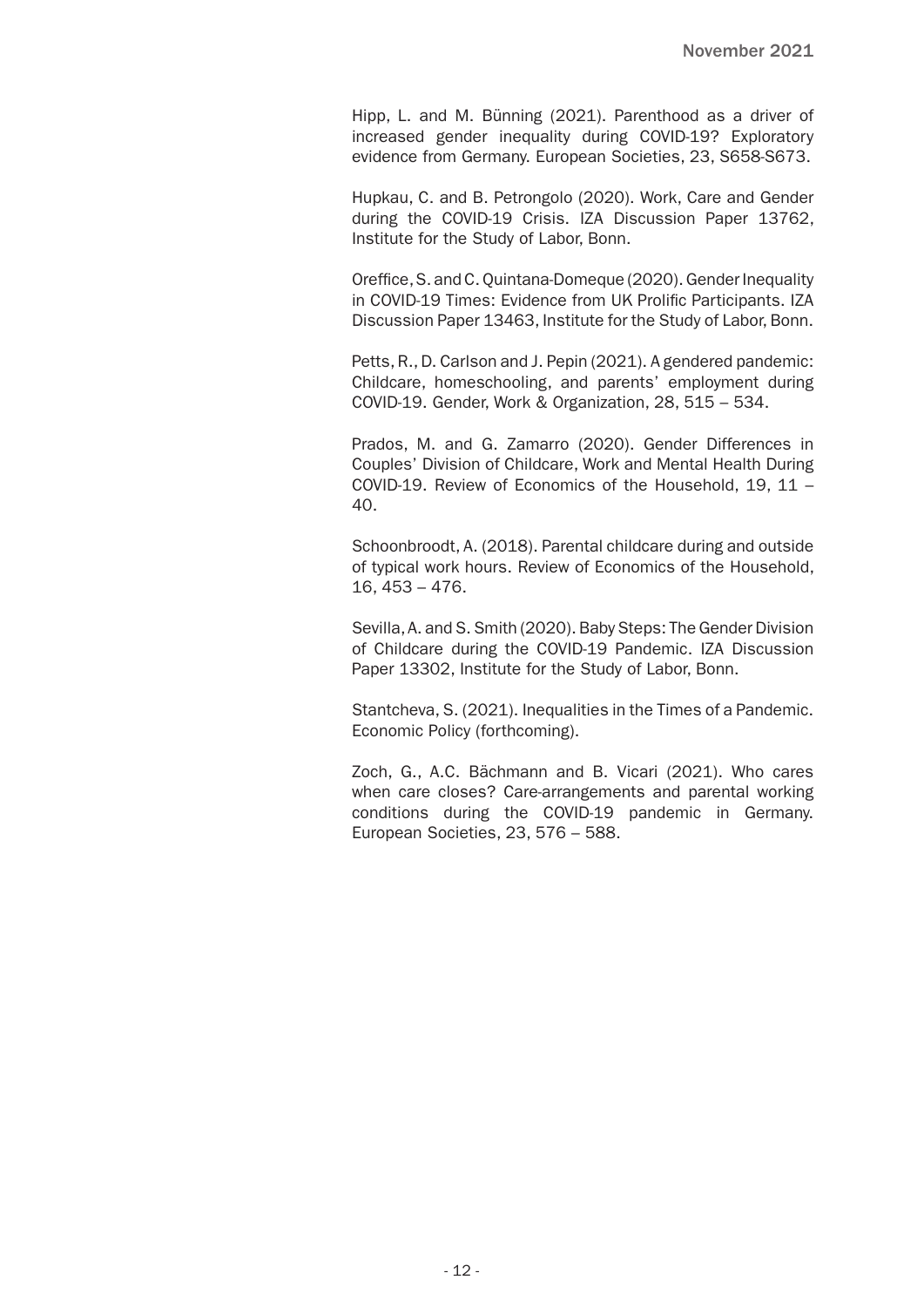Hipp, L. and M. Bünning (2021). Parenthood as a driver of increased gender inequality during COVID-19? Exploratory evidence from Germany. European Societies, 23, S658-S673.

Hupkau, C. and B. Petrongolo (2020). Work, Care and Gender during the COVID-19 Crisis. IZA Discussion Paper 13762, Institute for the Study of Labor, Bonn.

Oreffice, S. and C. Quintana-Domeque (2020). Gender Inequality in COVID-19 Times: Evidence from UK Prolific Participants. IZA Discussion Paper 13463, Institute for the Study of Labor, Bonn.

Petts, R., D. Carlson and J. Pepin (2021). A gendered pandemic: Childcare, homeschooling, and parents' employment during COVID-19. Gender, Work & Organization, 28, 515 – 534.

Prados, M. and G. Zamarro (2020). Gender Differences in Couples' Division of Childcare, Work and Mental Health During COVID-19. Review of Economics of the Household, 19, 11 – 40.

Schoonbroodt, A. (2018). Parental childcare during and outside of typical work hours. Review of Economics of the Household, 16, 453 – 476.

Sevilla, A. and S. Smith (2020). Baby Steps: The Gender Division of Childcare during the COVID-19 Pandemic. IZA Discussion Paper 13302, Institute for the Study of Labor, Bonn.

Stantcheva, S. (2021). Inequalities in the Times of a Pandemic. Economic Policy (forthcoming).

Zoch, G., A.C. Bächmann and B. Vicari (2021). Who cares when care closes? Care-arrangements and parental working conditions during the COVID-19 pandemic in Germany. European Societies, 23, 576 – 588.